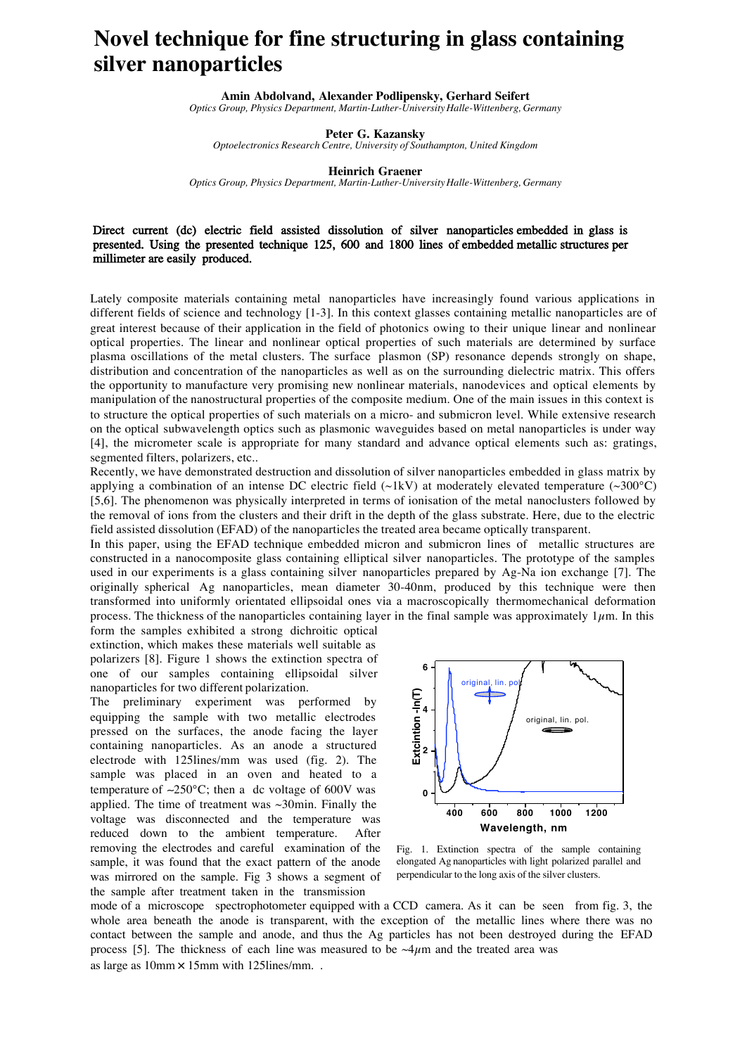# Novel technique for fine structuring in glass containing silver nanoparticles

**Amin Abdolvand, Alexander Podlipensky, Gerhard Seifert**
*Optics Group, Physics Department, Martin-Luther-University Halle-Wittenberg, Germany*

**Peter G. Kazansky**
*Optoelectronics Research Centre, University of Southampton, United Kingdom*

**Heinrich Graener**
*Optics Group, Physics Department, Martin-Luther-University Halle-Wittenberg, Germany*

**Direct current (dc) electric field assisted dissolution of silver nanoparticles embedded in glass is presented. Using the presented technique 125, 600 and 1800 lines of embedded metallic structures per millimeter are easily produced.**

Lately composite materials containing metal nanoparticles have increasingly found various applications in different fields of science and technology [1-3]. In this context glasses containing metallic nanoparticles are of great interest because of their application in the field of photonics owing to their unique linear and nonlinear optical properties. The linear and nonlinear optical properties of such materials are determined by surface plasma oscillations of the metal clusters. The surface plasmon (SP) resonance depends strongly on shape, distribution and concentration of the nanoparticles as well as on the surrounding dielectric matrix. This offers the opportunity to manufacture very promising new nonlinear materials, nanodevices and optical elements by manipulation of the nanostructural properties of the composite medium. One of the main issues in this context is to structure the optical properties of such materials on a micro- and submicron level. While extensive research on the optical subwavelength optics such as plasmonic waveguides based on metal nanoparticles is under way [4], the micrometer scale is appropriate for many standard and advance optical elements such as: gratings, segmented filters, polarizers, etc..

Recently, we have demonstrated destruction and dissolution of silver nanoparticles embedded in glass matrix by applying a combination of an intense DC electric field (~1kV) at moderately elevated temperature (~300°C) [5,6]. The phenomenon was physically interpreted in terms of ionisation of the metal nanoclusters followed by the removal of ions from the clusters and their drift in the depth of the glass substrate. Here, due to the electric field assisted dissolution (EFAD) of the nanoparticles the treated area became optically transparent.

In this paper, using the EFAD technique embedded micron and submicron lines of metallic structures are constructed in a nanocomposite glass containing elliptical silver nanoparticles. The prototype of the samples used in our experiments is a glass containing silver nanoparticles prepared by Ag-Na ion exchange [7]. The originally spherical Ag nanoparticles, mean diameter 30-40nm, produced by this technique were then transformed into uniformly orientated ellipsoidal ones via a macroscopically thermomechanical deformation process. The thickness of the nanoparticles containing layer in the final sample was approximately 1$\mu$m. In this form the samples exhibited a strong dichroitic optical extinction, which makes these materials well suitable as polarizers [8]. Figure 1 shows the extinction spectra of one of our samples containing ellipsoidal silver nanoparticles for two different polarization.

The preliminary experiment was performed by equipping the sample with two metallic electrodes pressed on the surfaces, the anode facing the layer containing nanoparticles. As an anode a structured electrode with 125lines/mm was used (fig. 2). The sample was placed in an oven and heated to a temperature of ~250°C; then a dc voltage of 600V was applied. The time of treatment was ~30min. Finally the voltage was disconnected and the temperature was reduced down to the ambient temperature. After removing the electrodes and careful examination of the sample, it was found that the exact pattern of the anode was mirrored on the sample. Fig 3 shows a segment of the sample after treatment taken in the transmission mode of a microscope spectrophotometer equipped with a CCD camera. As it can be seen from fig. 3, the whole area beneath the anode is transparent, with the exception of the metallic lines where there was no contact between the sample and anode, and thus the Ag particles has not been destroyed during the EFAD process [5]. The thickness of each line was measured to be ~4$\mu$m and the treated area was as large as 10mm × 15mm with 125lines/mm. .

Fig. 1. Extinction spectra of the sample containing elongated Ag nanoparticles with light polarized parallel and perpendicular to the long axis of the silver clusters.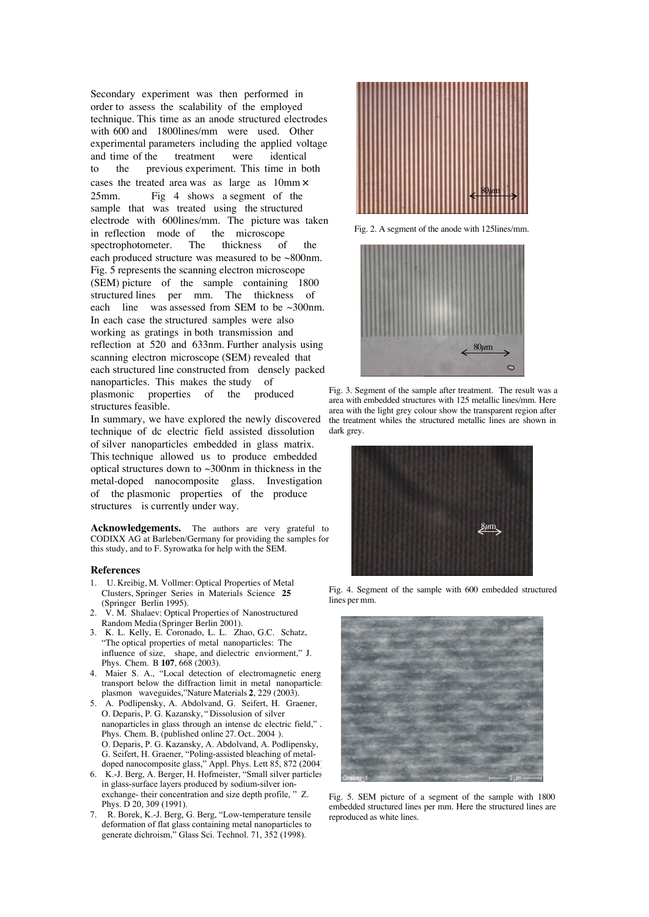Secondary experiment was then performed in order to assess the scalability of the employed technique. This time as an anode structured electrodes with 600 and 1800lines/mm were used. Other experimental parameters including the applied voltage and time of the treatment were identical to the previous experiment. This time in both cases the treated area was as large as 10mm × 25mm. Fig 4 shows a segment of the sample that was treated using the structured electrode with 600lines/mm. The picture was taken in reflection mode of the microscope spectrophotometer. The thickness of the each produced structure was measured to be ~800nm. Fig. 5 represents the scanning electron microscope (SEM) picture of the sample containing 1800 structured lines per mm. The thickness of each line was assessed from SEM to be ~300nm. In each case the structured samples were also working as gratings in both transmission and reflection at 520 and 633nm. Further analysis using scanning electron microscope (SEM) revealed that each structured line constructed from densely packed nanoparticles. This makes the study of plasmonic properties of the produced structures feasible.

In summary, we have explored the newly discovered technique of dc electric field assisted dissolution of silver nanoparticles embedded in glass matrix. This technique allowed us to produce embedded optical structures down to ~300nm in thickness in the metal-doped nanocomposite glass. Investigation of the plasmonic properties of the produce structures is currently under way.

**Acknowledgements.** The authors are very grateful to CODIXX AG at Barleben/Germany for providing the samples for this study, and to F. Syrowatka for help with the SEM.

### References

1. U. Kreibig, M. Vollmer: Optical Properties of Metal Clusters, Springer Series in Materials Science **25** (Springer Berlin 1995).
2. V. M. Shalaev: Optical Properties of Nanostructured Random Media (Springer Berlin 2001).
3. K. L. Kelly, E. Coronado, L. L. Zhao, G.C. Schatz, "The optical properties of metal nanoparticles: The influence of size, shape, and dielectric enviorment," J. Phys. Chem. B **107**, 668 (2003).
4. Maier S. A., "Local detection of electromagnetic energ transport below the diffraction limit in metal nanoparticle plasmon waveguides,"Nature Materials **2**, 229 (2003).
5. A. Podlipensky, A. Abdolvand, G. Seifert, H. Graener, O. Deparis, P. G. Kazansky, " Dissolusion of silver nanoparticles in glass through an intense dc electric field," J. Phys. Chem. B, (published online 27. Oct.. 2004 ).
   O. Deparis, P. G. Kazansky, A. Abdolvand, A. Podlipensky, G. Seifert, H. Graener, "Poling-assisted bleaching of metal-doped nanocomposite glass," Appl. Phys. Lett 85, 872 (2004)
6. K.-J. Berg, A. Berger, H. Hofmeister, "Small silver particles in glass-surface layers produced by sodium-silver ion-exchange- their concentration and size depth profile, " Z. Phys. D 20, 309 (1991).
7. R. Borek, K.-J. Berg, G. Berg, "Low-temperature tensile deformation of flat glass containing metal nanoparticles to generate dichroism," Glass Sci. Technol. 71, 352 (1998).

80μm

Fig. 2. A segment of the anode with 125lines/mm.

80μm

Fig. 3. Segment of the sample after treatment. The result was a area with embedded structures with 125 metallic lines/mm. Here area with the light grey colour show the transparent region after the treatment whiles the structured metallic lines are shown in dark grey.

8μm

Fig. 4. Segment of the sample with 600 embedded structured lines per mm.

3 μm

Fig. 5. SEM picture of a segment of the sample with 1800 embedded structured lines per mm. Here the structured lines are reproduced as white lines.